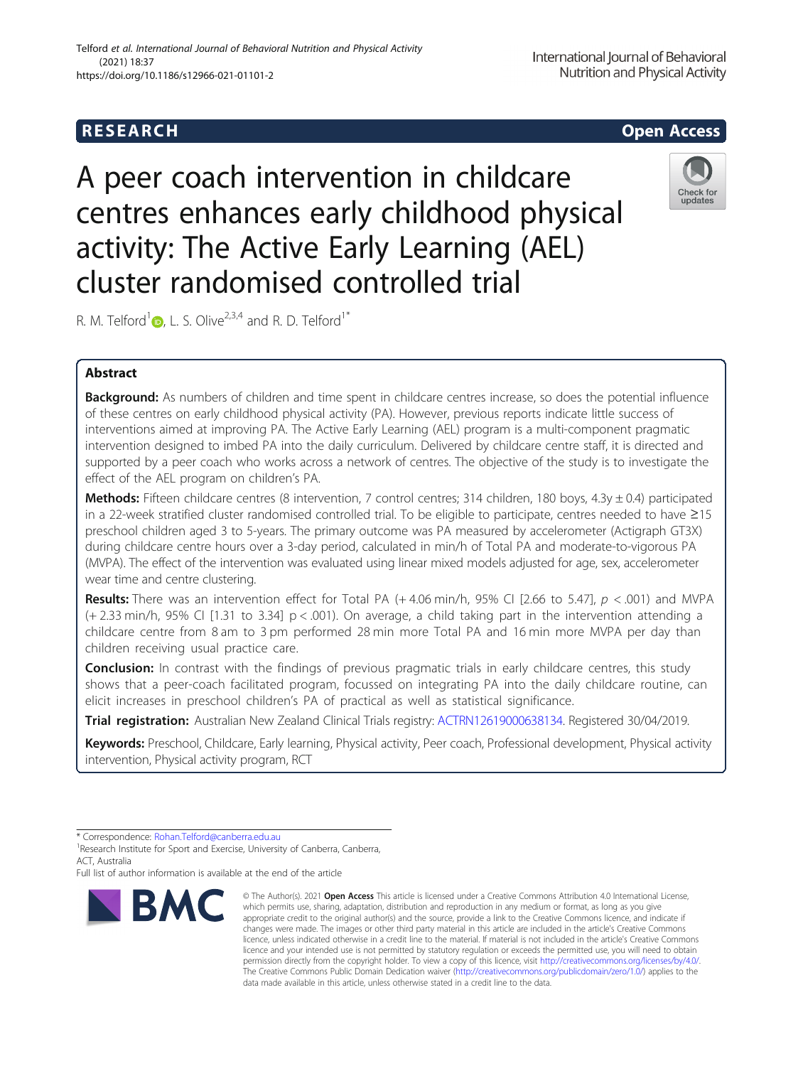RESEARCH | Open Access

# A peer coach intervention in childcare centres enhances early childhood physical activity: The Active Early Learning (AEL) cluster randomised controlled trial

R. M. Telford[1], L. S. Olive[2,3,4] and R. D. Telford[1*]

## Abstract

**Background:** As numbers of children and time spent in childcare centres increase, so does the potential influence of these centres on early childhood physical activity (PA). However, previous reports indicate little success of interventions aimed at improving PA. The Active Early Learning (AEL) program is a multi-component pragmatic intervention designed to imbed PA into the daily curriculum. Delivered by childcare centre staff, it is directed and supported by a peer coach who works across a network of centres. The objective of the study is to investigate the effect of the AEL program on children's PA.

**Methods:** Fifteen childcare centres (8 intervention, 7 control centres; 314 children, 180 boys, 4.3y ± 0.4) participated in a 22-week stratified cluster randomised controlled trial. To be eligible to participate, centres needed to have ≥15 preschool children aged 3 to 5-years. The primary outcome was PA measured by accelerometer (Actigraph GT3X) during childcare centre hours over a 3-day period, calculated in min/h of Total PA and moderate-to-vigorous PA (MVPA). The effect of the intervention was evaluated using linear mixed models adjusted for age, sex, accelerometer wear time and centre clustering.

**Results:** There was an intervention effect for Total PA (+ 4.06 min/h, 95% CI [2.66 to 5.47], $p < .001$) and MVPA (+ 2.33 min/h, 95% CI [1.31 to 3.34] $p < .001$). On average, a child taking part in the intervention attending a childcare centre from 8 am to 3 pm performed 28 min more Total PA and 16 min more MVPA per day than children receiving usual practice care.

**Conclusion:** In contrast with the findings of previous pragmatic trials in early childcare centres, this study shows that a peer-coach facilitated program, focussed on integrating PA into the daily childcare routine, can elicit increases in preschool children's PA of practical as well as statistical significance.

**Trial registration:** Australian New Zealand Clinical Trials registry: ACTRN12619000638134. Registered 30/04/2019.

**Keywords:** Preschool, Childcare, Early learning, Physical activity, Peer coach, Professional development, Physical activity intervention, Physical activity program, RCT

\* Correspondence: Rohan.Telford@canberra.edu.au

[1]Research Institute for Sport and Exercise, University of Canberra, Canberra, ACT, Australia

Full list of author information is available at the end of the article

© The Author(s). 2021 **Open Access** This article is licensed under a Creative Commons Attribution 4.0 International License, which permits use, sharing, adaptation, distribution and reproduction in any medium or format, as long as you give appropriate credit to the original author(s) and the source, provide a link to the Creative Commons licence, and indicate if changes were made. The images or other third party material in this article are included in the article's Creative Commons licence, unless indicated otherwise in a credit line to the material. If material is not included in the article's Creative Commons licence and your intended use is not permitted by statutory regulation or exceeds the permitted use, you will need to obtain permission directly from the copyright holder. To view a copy of this licence, visit http://creativecommons.org/licenses/by/4.0/. The Creative Commons Public Domain Dedication waiver (http://creativecommons.org/publicdomain/zero/1.0/) applies to the data made available in this article, unless otherwise stated in a credit line to the data.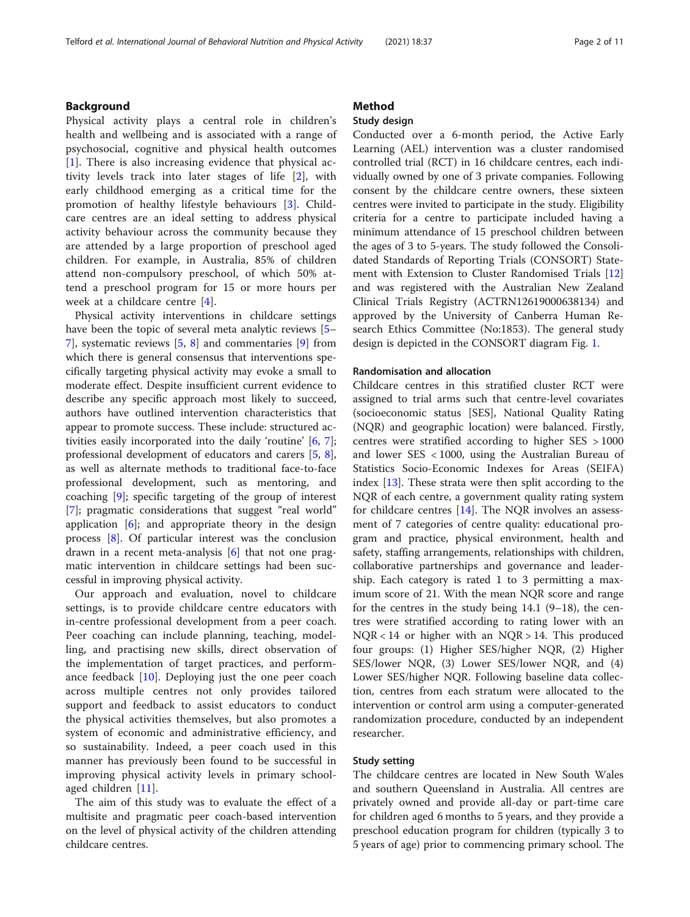## Background

Physical activity plays a central role in children's health and wellbeing and is associated with a range of psychosocial, cognitive and physical health outcomes [1]. There is also increasing evidence that physical activity levels track into later stages of life [2], with early childhood emerging as a critical time for the promotion of healthy lifestyle behaviours [3]. Childcare centres are an ideal setting to address physical activity behaviour across the community because they are attended by a large proportion of preschool aged children. For example, in Australia, 85% of children attend non-compulsory preschool, of which 50% attend a preschool program for 15 or more hours per week at a childcare centre [4].

Physical activity interventions in childcare settings have been the topic of several meta analytic reviews [5–7], systematic reviews [5, 8] and commentaries [9] from which there is general consensus that interventions specifically targeting physical activity may evoke a small to moderate effect. Despite insufficient current evidence to describe any specific approach most likely to succeed, authors have outlined intervention characteristics that appear to promote success. These include: structured activities easily incorporated into the daily 'routine' [6, 7]; professional development of educators and carers [5, 8], as well as alternate methods to traditional face-to-face professional development, such as mentoring, and coaching [9]; specific targeting of the group of interest [7]; pragmatic considerations that suggest "real world" application [6]; and appropriate theory in the design process [8]. Of particular interest was the conclusion drawn in a recent meta-analysis [6] that no pragmatic intervention in childcare settings had been successful in improving physical activity.

Our approach and evaluation, novel to childcare settings, is to provide childcare centre educators with in-centre professional development from a peer coach. Peer coaching can include planning, teaching, modelling, and practising new skills, direct observation of the implementation of target practices, and performance feedback [10]. Deploying just the one peer coach across multiple centres not only provides tailored support and feedback to assist educators to conduct the physical activities themselves, but also promotes a system of economic and administrative efficiency, and so sustainability. Indeed, a peer coach used in this manner has previously been found to be successful in improving physical activity levels in primary school-aged children [11].

The aim of this study was to evaluate the effect of a multisite and pragmatic peer coach-based intervention on the level of physical activity of the children attending childcare centres.

## Method

### Study design

Conducted over a 6-month period, the Active Early Learning (AEL) intervention was a cluster randomised controlled trial (RCT) in 16 childcare centres, each individually owned by one of 3 private companies. Following consent by the childcare centre owners, these sixteen centres were invited to participate in the study. Eligibility criteria for a centre to participate included having a minimum attendance of 15 preschool children between the ages of 3 to 5-years. The study followed the Consolidated Standards of Reporting Trials (CONSORT) Statement with Extension to Cluster Randomised Trials [12] and was registered with the Australian New Zealand Clinical Trials Registry (ACTRN12619000638134) and approved by the University of Canberra Human Research Ethics Committee (No:1853). The general study design is depicted in the CONSORT diagram Fig. 1.

### Randomisation and allocation

Childcare centres in this stratified cluster RCT were assigned to trial arms such that centre-level covariates (socioeconomic status [SES], National Quality Rating (NQR) and geographic location) were balanced. Firstly, centres were stratified according to higher SES $> 1000$ and lower SES $< 1000$, using the Australian Bureau of Statistics Socio-Economic Indexes for Areas (SEIFA) index [13]. These strata were then split according to the NQR of each centre, a government quality rating system for childcare centres [14]. The NQR involves an assessment of 7 categories of centre quality: educational program and practice, physical environment, health and safety, staffing arrangements, relationships with children, collaborative partnerships and governance and leadership. Each category is rated 1 to 3 permitting a maximum score of 21. With the mean NQR score and range for the centres in the study being 14.1 (9–18), the centres were stratified according to rating lower with an NQR $< 14$ or higher with an NQR $> 14$. This produced four groups: (1) Higher SES/higher NQR, (2) Higher SES/lower NQR, (3) Lower SES/lower NQR, and (4) Lower SES/higher NQR. Following baseline data collection, centres from each stratum were allocated to the intervention or control arm using a computer-generated randomization procedure, conducted by an independent researcher.

### Study setting

The childcare centres are located in New South Wales and southern Queensland in Australia. All centres are privately owned and provide all-day or part-time care for children aged 6 months to 5 years, and they provide a preschool education program for children (typically 3 to 5 years of age) prior to commencing primary school. The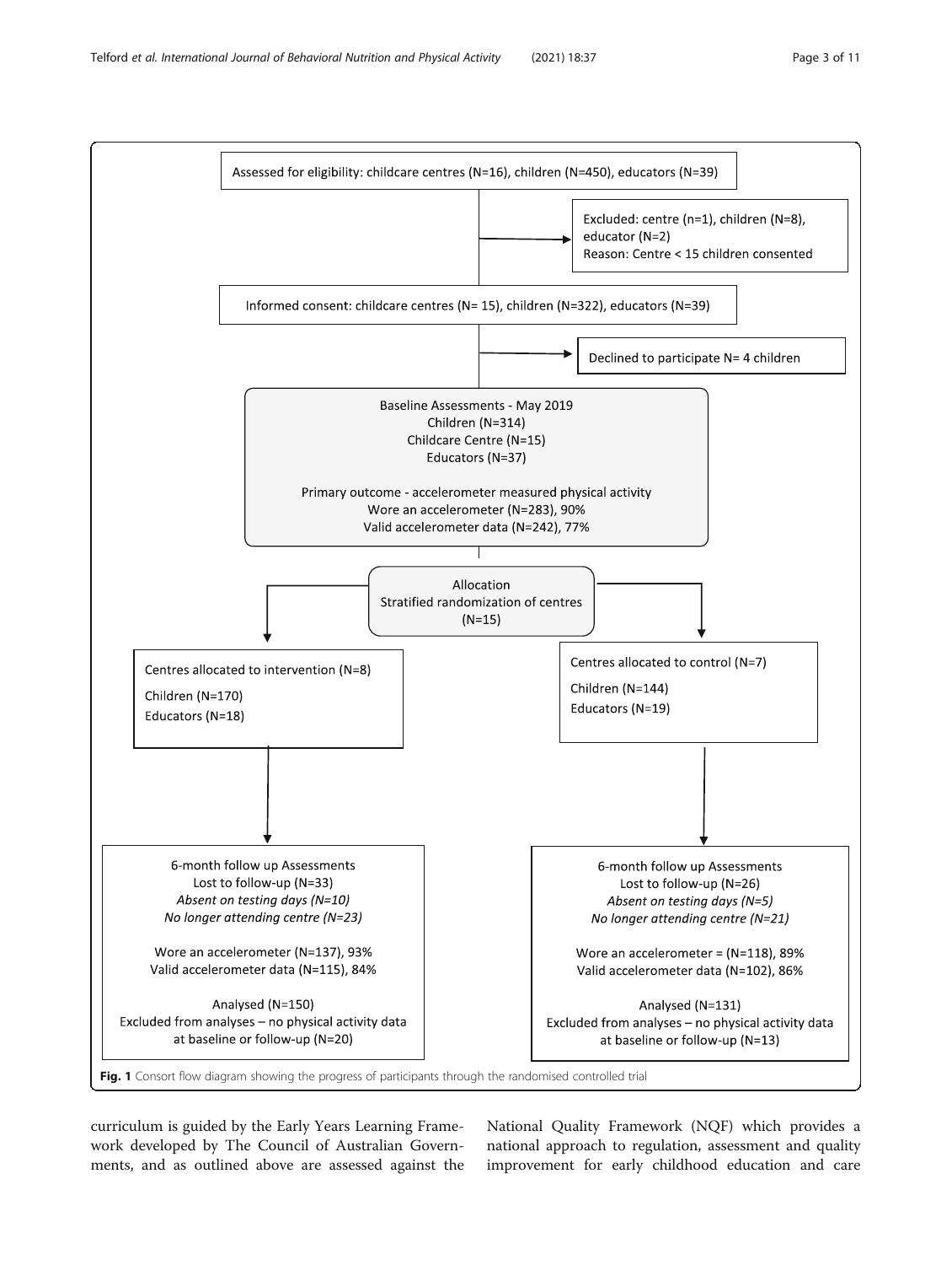Assessed for eligibility: childcare centres (N=16), children (N=450), educators (N=39)

Excluded: centre (n=1), children (N=8), educator (N=2)
Reason: Centre < 15 children consented

Informed consent: childcare centres (N= 15), children (N=322), educators (N=39)

Declined to participate N= 4 children

Baseline Assessments - May 2019
Children (N=314)
Childcare Centre (N=15)
Educators (N=37)

Primary outcome - accelerometer measured physical activity
Wore an accelerometer (N=283), 90%
Valid accelerometer data (N=242), 77%

Allocation
Stratified randomization of centres
(N=15)

Centres allocated to intervention (N=8)
Children (N=170)
Educators (N=18)

Centres allocated to control (N=7)
Children (N=144)
Educators (N=19)

6-month follow up Assessments
Lost to follow-up (N=33)
*Absent on testing days (N=10)*
*No longer attending centre (N=23)*

Wore an accelerometer (N=137), 93%
Valid accelerometer data (N=115), 84%

Analysed (N=150)
Excluded from analyses – no physical activity data at baseline or follow-up (N=20)

6-month follow up Assessments
Lost to follow-up (N=26)
*Absent on testing days (N=5)*
*No longer attending centre (N=21)*

Wore an accelerometer = (N=118), 89%
Valid accelerometer data (N=102), 86%

Analysed (N=131)
Excluded from analyses – no physical activity data at baseline or follow-up (N=13)

**Fig. 1** Consort flow diagram showing the progress of participants through the randomised controlled trial

curriculum is guided by the Early Years Learning Framework developed by The Council of Australian Governments, and as outlined above are assessed against the National Quality Framework (NQF) which provides a national approach to regulation, assessment and quality improvement for early childhood education and care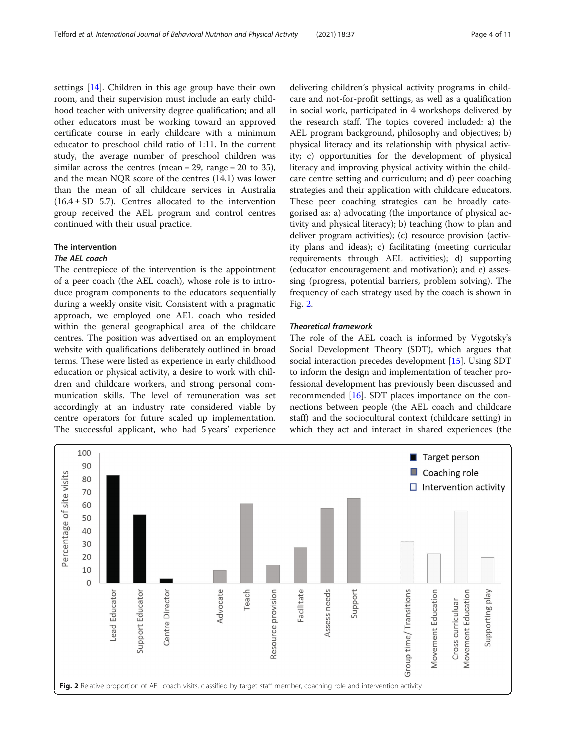settings [14]. Children in this age group have their own room, and their supervision must include an early childhood teacher with university degree qualification; and all other educators must be working toward an approved certificate course in early childcare with a minimum educator to preschool child ratio of 1:11. In the current study, the average number of preschool children was similar across the centres (mean = 29, range = 20 to 35), and the mean NQR score of the centres (14.1) was lower than the mean of all childcare services in Australia (16.4 ± SD 5.7). Centres allocated to the intervention group received the AEL program and control centres continued with their usual practice.

### The intervention

#### *The AEL coach*

The centrepiece of the intervention is the appointment of a peer coach (the AEL coach), whose role is to introduce program components to the educators sequentially during a weekly onsite visit. Consistent with a pragmatic approach, we employed one AEL coach who resided within the general geographical area of the childcare centres. The position was advertised on an employment website with qualifications deliberately outlined in broad terms. These were listed as experience in early childhood education or physical activity, a desire to work with children and childcare workers, and strong personal communication skills. The level of remuneration was set accordingly at an industry rate considered viable by centre operators for future scaled up implementation. The successful applicant, who had 5 years' experience delivering children's physical activity programs in childcare and not-for-profit settings, as well as a qualification in social work, participated in 4 workshops delivered by the research staff. The topics covered included: a) the AEL program background, philosophy and objectives; b) physical literacy and its relationship with physical activity; c) opportunities for the development of physical literacy and improving physical activity within the childcare centre setting and curriculum; and d) peer coaching strategies and their application with childcare educators. These peer coaching strategies can be broadly categorised as: a) advocating (the importance of physical activity and physical literacy); b) teaching (how to plan and deliver program activities); (c) resource provision (activity plans and ideas); c) facilitating (meeting curricular requirements through AEL activities); d) supporting (educator encouragement and motivation); and e) assessing (progress, potential barriers, problem solving). The frequency of each strategy used by the coach is shown in Fig. 2.

#### *Theoretical framework*

The role of the AEL coach is informed by Vygotsky's Social Development Theory (SDT), which argues that social interaction precedes development [15]. Using SDT to inform the design and implementation of teacher professional development has previously been discussed and recommended [16]. SDT places importance on the connections between people (the AEL coach and childcare staff) and the sociocultural context (childcare setting) in which they act and interact in shared experiences (the

**Fig. 2** Relative proportion of AEL coach visits, classified by target staff member, coaching role and intervention activity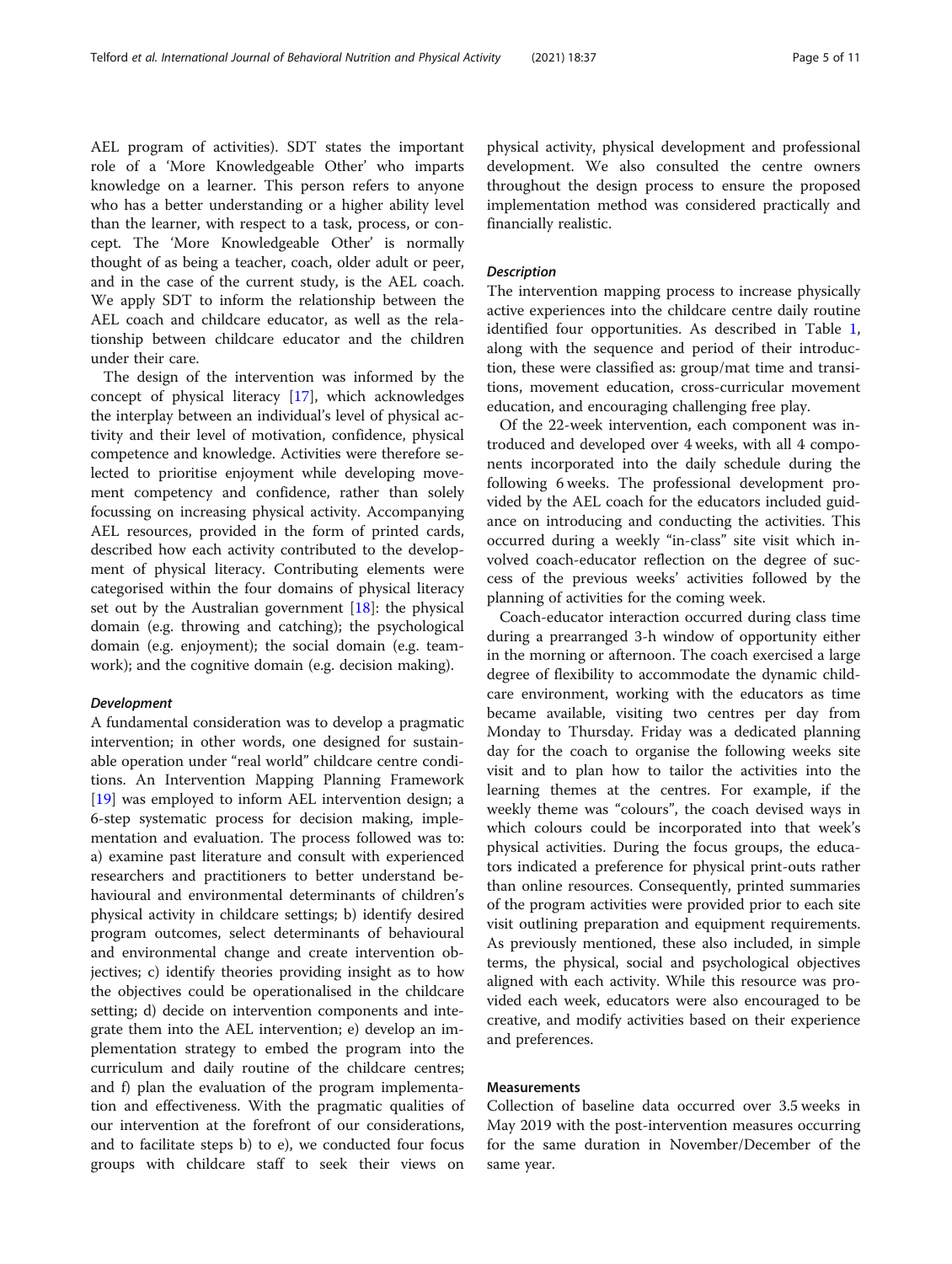AEL program of activities). SDT states the important role of a 'More Knowledgeable Other' who imparts knowledge on a learner. This person refers to anyone who has a better understanding or a higher ability level than the learner, with respect to a task, process, or concept. The 'More Knowledgeable Other' is normally thought of as being a teacher, coach, older adult or peer, and in the case of the current study, is the AEL coach. We apply SDT to inform the relationship between the AEL coach and childcare educator, as well as the relationship between childcare educator and the children under their care.

The design of the intervention was informed by the concept of physical literacy [17], which acknowledges the interplay between an individual's level of physical activity and their level of motivation, confidence, physical competence and knowledge. Activities were therefore selected to prioritise enjoyment while developing movement competency and confidence, rather than solely focussing on increasing physical activity. Accompanying AEL resources, provided in the form of printed cards, described how each activity contributed to the development of physical literacy. Contributing elements were categorised within the four domains of physical literacy set out by the Australian government [18]: the physical domain (e.g. throwing and catching); the psychological domain (e.g. enjoyment); the social domain (e.g. teamwork); and the cognitive domain (e.g. decision making).

#### *Development*

A fundamental consideration was to develop a pragmatic intervention; in other words, one designed for sustainable operation under "real world" childcare centre conditions. An Intervention Mapping Planning Framework [19] was employed to inform AEL intervention design; a 6-step systematic process for decision making, implementation and evaluation. The process followed was to: a) examine past literature and consult with experienced researchers and practitioners to better understand behavioural and environmental determinants of children's physical activity in childcare settings; b) identify desired program outcomes, select determinants of behavioural and environmental change and create intervention objectives; c) identify theories providing insight as to how the objectives could be operationalised in the childcare setting; d) decide on intervention components and integrate them into the AEL intervention; e) develop an implementation strategy to embed the program into the curriculum and daily routine of the childcare centres; and f) plan the evaluation of the program implementation and effectiveness. With the pragmatic qualities of our intervention at the forefront of our considerations, and to facilitate steps b) to e), we conducted four focus groups with childcare staff to seek their views on physical activity, physical development and professional development. We also consulted the centre owners throughout the design process to ensure the proposed implementation method was considered practically and financially realistic.

#### *Description*

The intervention mapping process to increase physically active experiences into the childcare centre daily routine identified four opportunities. As described in Table 1, along with the sequence and period of their introduction, these were classified as: group/mat time and transitions, movement education, cross-curricular movement education, and encouraging challenging free play.

Of the 22-week intervention, each component was introduced and developed over 4 weeks, with all 4 components incorporated into the daily schedule during the following 6 weeks. The professional development provided by the AEL coach for the educators included guidance on introducing and conducting the activities. This occurred during a weekly "in-class" site visit which involved coach-educator reflection on the degree of success of the previous weeks' activities followed by the planning of activities for the coming week.

Coach-educator interaction occurred during class time during a prearranged 3-h window of opportunity either in the morning or afternoon. The coach exercised a large degree of flexibility to accommodate the dynamic childcare environment, working with the educators as time became available, visiting two centres per day from Monday to Thursday. Friday was a dedicated planning day for the coach to organise the following weeks site visit and to plan how to tailor the activities into the learning themes at the centres. For example, if the weekly theme was "colours", the coach devised ways in which colours could be incorporated into that week's physical activities. During the focus groups, the educators indicated a preference for physical print-outs rather than online resources. Consequently, printed summaries of the program activities were provided prior to each site visit outlining preparation and equipment requirements. As previously mentioned, these also included, in simple terms, the physical, social and psychological objectives aligned with each activity. While this resource was provided each week, educators were also encouraged to be creative, and modify activities based on their experience and preferences.

### Measurements

Collection of baseline data occurred over 3.5 weeks in May 2019 with the post-intervention measures occurring for the same duration in November/December of the same year.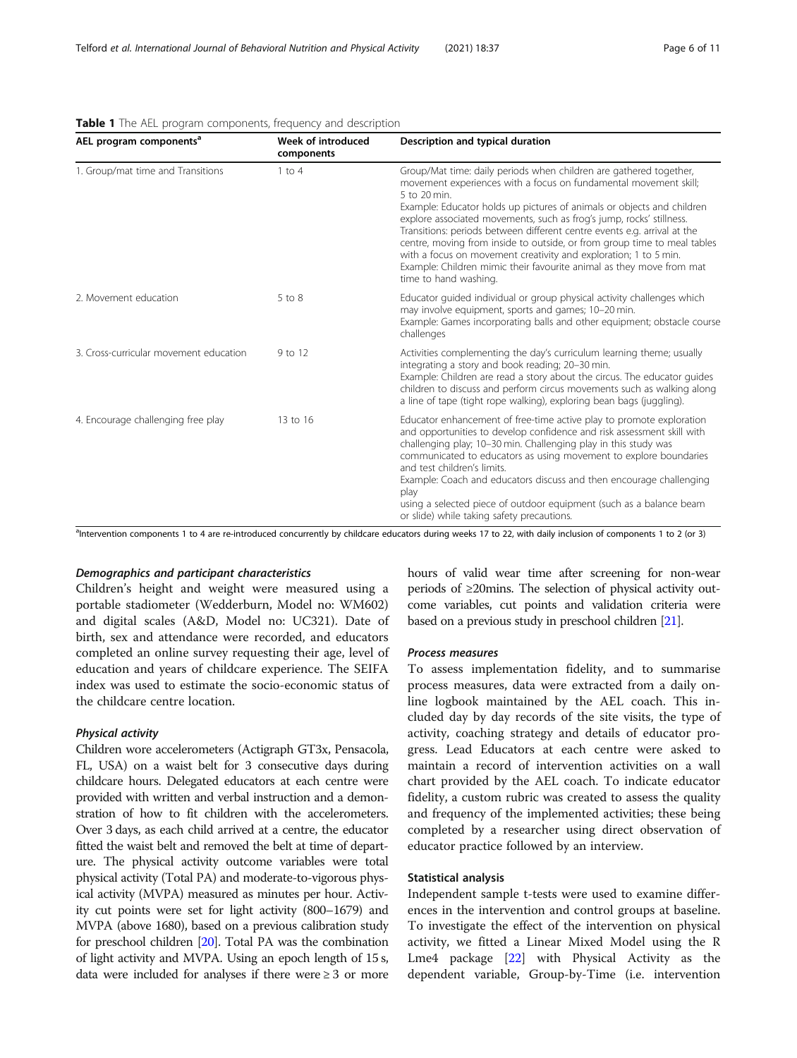**Table 1** The AEL program components, frequency and description

| AEL program components[a] | Week of introduced components | Description and typical duration |
|---|---|---|
| 1. Group/mat time and Transitions | 1 to 4 | Group/Mat time: daily periods when children are gathered together, movement experiences with a focus on fundamental movement skill; 5 to 20 min.<br>Example: Educator holds up pictures of animals or objects and children explore associated movements, such as frog's jump, rocks' stillness.<br>Transitions: periods between different centre events e.g. arrival at the centre, moving from inside to outside, or from group time to meal tables with a focus on movement creativity and exploration; 1 to 5 min.<br>Example: Children mimic their favourite animal as they move from mat time to hand washing. |
| 2. Movement education | 5 to 8 | Educator guided individual or group physical activity challenges which may involve equipment, sports and games; 10–20 min.<br>Example: Games incorporating balls and other equipment; obstacle course challenges |
| 3. Cross-curricular movement education | 9 to 12 | Activities complementing the day's curriculum learning theme; usually integrating a story and book reading; 20–30 min.<br>Example: Children are read a story about the circus. The educator guides children to discuss and perform circus movements such as walking along a line of tape (tight rope walking), exploring bean bags (juggling). |
| 4. Encourage challenging free play | 13 to 16 | Educator enhancement of free-time active play to promote exploration and opportunities to develop confidence and risk assessment skill with challenging play; 10–30 min. Challenging play in this study was communicated to educators as using movement to explore boundaries and test children's limits.<br>Example: Coach and educators discuss and then encourage challenging play<br>using a selected piece of outdoor equipment (such as a balance beam or slide) while taking safety precautions. |

[a]Intervention components 1 to 4 are re-introduced concurrently by childcare educators during weeks 17 to 22, with daily inclusion of components 1 to 2 (or 3)

#### Demographics and participant characteristics

Children's height and weight were measured using a portable stadiometer (Wedderburn, Model no: WM602) and digital scales (A&D, Model no: UC321). Date of birth, sex and attendance were recorded, and educators completed an online survey requesting their age, level of education and years of childcare experience. The SEIFA index was used to estimate the socio-economic status of the childcare centre location.

#### Physical activity

Children wore accelerometers (Actigraph GT3x, Pensacola, FL, USA) on a waist belt for 3 consecutive days during childcare hours. Delegated educators at each centre were provided with written and verbal instruction and a demonstration of how to fit children with the accelerometers. Over 3 days, as each child arrived at a centre, the educator fitted the waist belt and removed the belt at time of departure. The physical activity outcome variables were total physical activity (Total PA) and moderate-to-vigorous physical activity (MVPA) measured as minutes per hour. Activity cut points were set for light activity (800–1679) and MVPA (above 1680), based on a previous calibration study for preschool children [20]. Total PA was the combination of light activity and MVPA. Using an epoch length of 15 s, data were included for analyses if there were ≥ 3 or more hours of valid wear time after screening for non-wear periods of ≥20mins. The selection of physical activity outcome variables, cut points and validation criteria were based on a previous study in preschool children [21].

#### Process measures

To assess implementation fidelity, and to summarise process measures, data were extracted from a daily online logbook maintained by the AEL coach. This included day by day records of the site visits, the type of activity, coaching strategy and details of educator progress. Lead Educators at each centre were asked to maintain a record of intervention activities on a wall chart provided by the AEL coach. To indicate educator fidelity, a custom rubric was created to assess the quality and frequency of the implemented activities; these being completed by a researcher using direct observation of educator practice followed by an interview.

### Statistical analysis

Independent sample t-tests were used to examine differences in the intervention and control groups at baseline. To investigate the effect of the intervention on physical activity, we fitted a Linear Mixed Model using the R Lme4 package [22] with Physical Activity as the dependent variable, Group-by-Time (i.e. intervention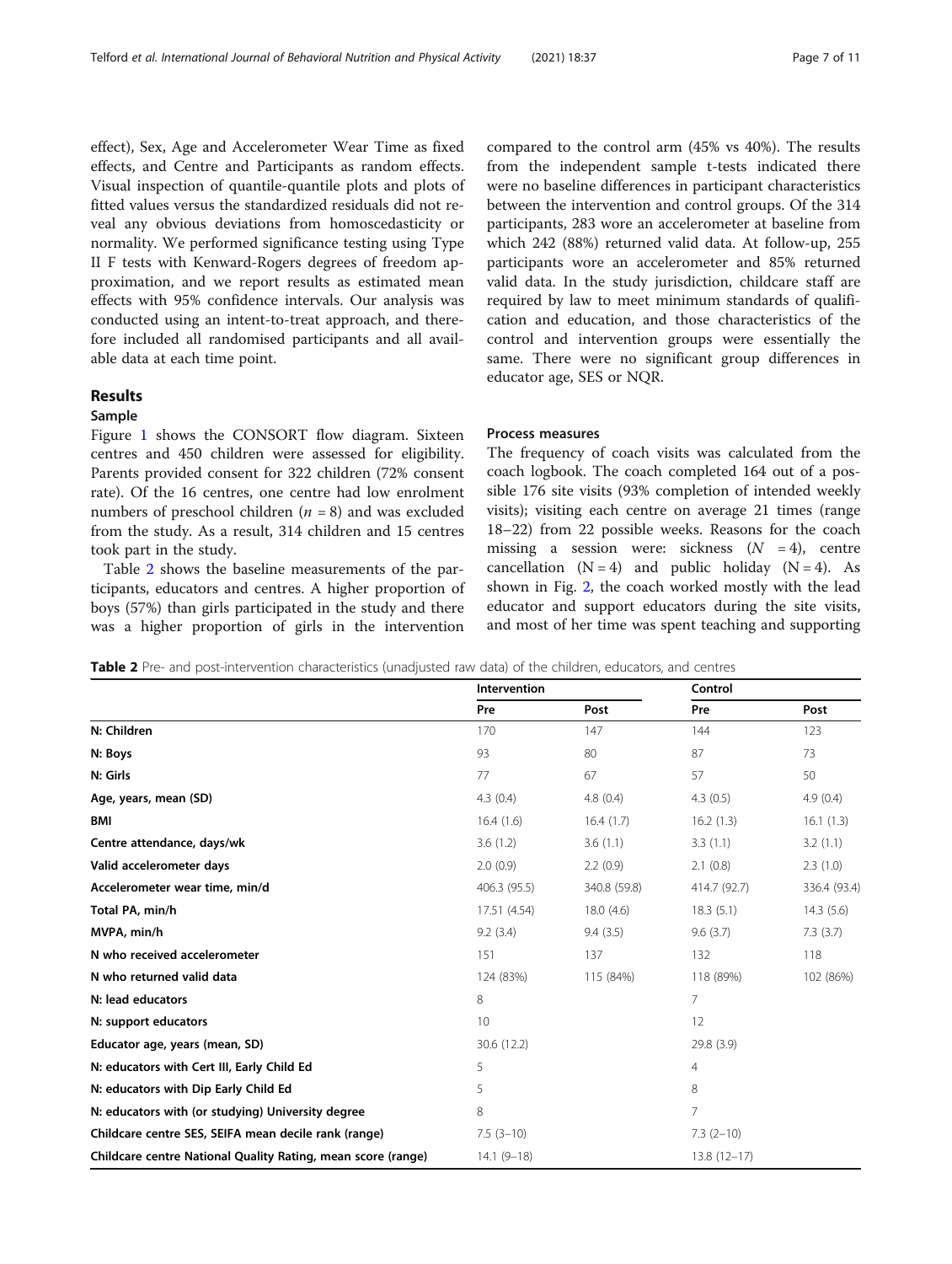effect), Sex, Age and Accelerometer Wear Time as fixed effects, and Centre and Participants as random effects. Visual inspection of quantile-quantile plots and plots of fitted values versus the standardized residuals did not reveal any obvious deviations from homoscedasticity or normality. We performed significance testing using Type II F tests with Kenward-Rogers degrees of freedom approximation, and we report results as estimated mean effects with 95% confidence intervals. Our analysis was conducted using an intent-to-treat approach, and therefore included all randomised participants and all available data at each time point.

## Results

### Sample

Figure 1 shows the CONSORT flow diagram. Sixteen centres and 450 children were assessed for eligibility. Parents provided consent for 322 children (72% consent rate). Of the 16 centres, one centre had low enrolment numbers of preschool children ($n$ = 8) and was excluded from the study. As a result, 314 children and 15 centres took part in the study.

Table 2 shows the baseline measurements of the participants, educators and centres. A higher proportion of boys (57%) than girls participated in the study and there was a higher proportion of girls in the intervention compared to the control arm (45% vs 40%). The results from the independent sample t-tests indicated there were no baseline differences in participant characteristics between the intervention and control groups. Of the 314 participants, 283 wore an accelerometer at baseline from which 242 (88%) returned valid data. At follow-up, 255 participants wore an accelerometer and 85% returned valid data. In the study jurisdiction, childcare staff are required by law to meet minimum standards of qualification and education, and those characteristics of the control and intervention groups were essentially the same. There were no significant group differences in educator age, SES or NQR.

### Process measures

The frequency of coach visits was calculated from the coach logbook. The coach completed 164 out of a possible 176 site visits (93% completion of intended weekly visits); visiting each centre on average 21 times (range 18–22) from 22 possible weeks. Reasons for the coach missing a session were: sickness ($N$ = 4), centre cancellation (N = 4) and public holiday (N = 4). As shown in Fig. 2, the coach worked mostly with the lead educator and support educators during the site visits, and most of her time was spent teaching and supporting

**Table 2** Pre- and post-intervention characteristics (unadjusted raw data) of the children, educators, and centres

| | Intervention | | Control | |
|---|---|---|---|---|
| | Pre | Post | Pre | Post |
| **N: Children** | 170 | 147 | 144 | 123 |
| **N: Boys** | 93 | 80 | 87 | 73 |
| **N: Girls** | 77 | 67 | 57 | 50 |
| **Age, years, mean (SD)** | 4.3 (0.4) | 4.8 (0.4) | 4.3 (0.5) | 4.9 (0.4) |
| **BMI** | 16.4 (1.6) | 16.4 (1.7) | 16.2 (1.3) | 16.1 (1.3) |
| **Centre attendance, days/wk** | 3.6 (1.2) | 3.6 (1.1) | 3.3 (1.1) | 3.2 (1.1) |
| **Valid accelerometer days** | 2.0 (0.9) | 2.2 (0.9) | 2.1 (0.8) | 2.3 (1.0) |
| **Accelerometer wear time, min/d** | 406.3 (95.5) | 340.8 (59.8) | 414.7 (92.7) | 336.4 (93.4) |
| **Total PA, min/h** | 17.51 (4.54) | 18.0 (4.6) | 18.3 (5.1) | 14.3 (5.6) |
| **MVPA, min/h** | 9.2 (3.4) | 9.4 (3.5) | 9.6 (3.7) | 7.3 (3.7) |
| **N who received accelerometer** | 151 | 137 | 132 | 118 |
| **N who returned valid data** | 124 (83%) | 115 (84%) | 118 (89%) | 102 (86%) |
| **N: lead educators** | 8 | | 7 | |
| **N: support educators** | 10 | | 12 | |
| **Educator age, years (mean, SD)** | 30.6 (12.2) | | 29.8 (3.9) | |
| **N: educators with Cert III, Early Child Ed** | 5 | | 4 | |
| **N: educators with Dip Early Child Ed** | 5 | | 8 | |
| **N: educators with (or studying) University degree** | 8 | | 7 | |
| **Childcare centre SES, SEIFA mean decile rank (range)** | 7.5 (3–10) | | 7.3 (2–10) | |
| **Childcare centre National Quality Rating, mean score (range)** | 14.1 (9–18) | | 13.8 (12–17) | |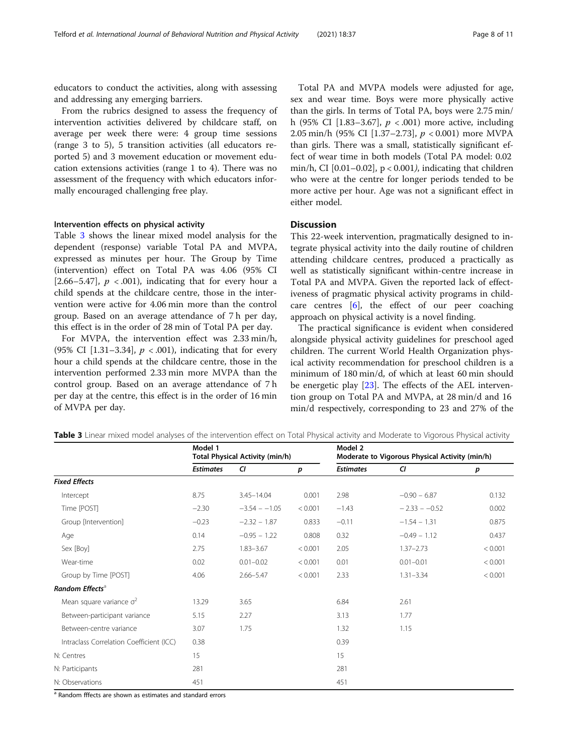educators to conduct the activities, along with assessing and addressing any emerging barriers.

From the rubrics designed to assess the frequency of intervention activities delivered by childcare staff, on average per week there were: 4 group time sessions (range 3 to 5), 5 transition activities (all educators reported 5) and 3 movement education or movement education extensions activities (range 1 to 4). There was no assessment of the frequency with which educators informally encouraged challenging free play.

### Intervention effects on physical activity

Table 3 shows the linear mixed model analysis for the dependent (response) variable Total PA and MVPA, expressed as minutes per hour. The Group by Time (intervention) effect on Total PA was 4.06 (95% CI [2.66–5.47], $p < .001$), indicating that for every hour a child spends at the childcare centre, those in the intervention were active for 4.06 min more than the control group. Based on an average attendance of 7 h per day, this effect is in the order of 28 min of Total PA per day.

For MVPA, the intervention effect was 2.33 min/h, (95% CI [1.31–3.34], $p < .001$), indicating that for every hour a child spends at the childcare centre, those in the intervention performed 2.33 min more MVPA than the control group. Based on an average attendance of 7 h per day at the centre, this effect is in the order of 16 min of MVPA per day.

Total PA and MVPA models were adjusted for age, sex and wear time. Boys were more physically active than the girls. In terms of Total PA, boys were 2.75 min/h (95% CI [1.83–3.67], $p < .001$) more active, including 2.05 min/h (95% CI [1.37–2.73], $p < 0.001$) more MVPA than girls. There was a small, statistically significant effect of wear time in both models (Total PA model: 0.02 min/h, CI [0.01–0.02], $p < 0.001$), indicating that children who were at the centre for longer periods tended to be more active per hour. Age was not a significant effect in either model.

## Discussion

This 22-week intervention, pragmatically designed to integrate physical activity into the daily routine of children attending childcare centres, produced a practically as well as statistically significant within-centre increase in Total PA and MVPA. Given the reported lack of effectiveness of pragmatic physical activity programs in childcare centres [6], the effect of our peer coaching approach on physical activity is a novel finding.

The practical significance is evident when considered alongside physical activity guidelines for preschool aged children. The current World Health Organization physical activity recommendation for preschool children is a minimum of 180 min/d, of which at least 60 min should be energetic play [23]. The effects of the AEL intervention group on Total PA and MVPA, at 28 min/d and 16 min/d respectively, corresponding to 23 and 27% of the

**Table 3** Linear mixed model analyses of the intervention effect on Total Physical activity and Moderate to Vigorous Physical activity

| | Model 1 Total Physical Activity (min/h) | | | Model 2 Moderate to Vigorous Physical Activity (min/h) | | |
|---|---|---|---|---|---|---|
| | *Estimates* | *CI* | *p* | *Estimates* | *CI* | *p* |
| ***Fixed Effects*** | | | | | | |
| Intercept | 8.75 | 3.45–14.04 | 0.001 | 2.98 | −0.90 – 6.87 | 0.132 |
| Time [POST] | −2.30 | −3.54 – −1.05 | < 0.001 | −1.43 | − 2.33 – −0.52 | 0.002 |
| Group [Intervention] | −0.23 | −2.32 – 1.87 | 0.833 | −0.11 | −1.54 – 1.31 | 0.875 |
| Age | 0.14 | −0.95 – 1.22 | 0.808 | 0.32 | −0.49 – 1.12 | 0.437 |
| Sex [Boy] | 2.75 | 1.83–3.67 | < 0.001 | 2.05 | 1.37–2.73 | < 0.001 |
| Wear-time | 0.02 | 0.01–0.02 | < 0.001 | 0.01 | 0.01–0.01 | < 0.001 |
| Group by Time [POST] | 4.06 | 2.66–5.47 | < 0.001 | 2.33 | 1.31–3.34 | < 0.001 |
| ***Random Effects***[a] | | | | | | |
| Mean square variance $\sigma^2$ | 13.29 | 3.65 | | 6.84 | 2.61 | |
| Between-participant variance | 5.15 | 2.27 | | 3.13 | 1.77 | |
| Between-centre variance | 3.07 | 1.75 | | 1.32 | 1.15 | |
| Intraclass Correlation Coefficient (ICC) | 0.38 | | | 0.39 | | |
| N: Centres | 15 | | | 15 | | |
| N: Participants | 281 | | | 281 | | |
| N: Observations | 451 | | | 451 | | |

[a] Random fffects are shown as estimates and standard errors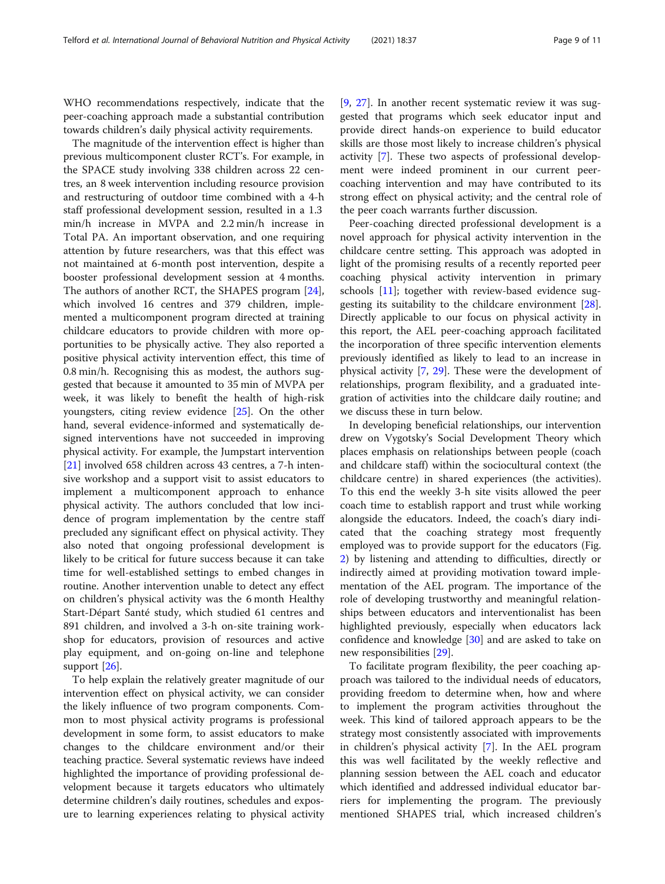WHO recommendations respectively, indicate that the peer-coaching approach made a substantial contribution towards children's daily physical activity requirements.

The magnitude of the intervention effect is higher than previous multicomponent cluster RCT's. For example, in the SPACE study involving 338 children across 22 centres, an 8 week intervention including resource provision and restructuring of outdoor time combined with a 4-h staff professional development session, resulted in a 1.3 min/h increase in MVPA and 2.2 min/h increase in Total PA. An important observation, and one requiring attention by future researchers, was that this effect was not maintained at 6-month post intervention, despite a booster professional development session at 4 months. The authors of another RCT, the SHAPES program [24], which involved 16 centres and 379 children, implemented a multicomponent program directed at training childcare educators to provide children with more opportunities to be physically active. They also reported a positive physical activity intervention effect, this time of 0.8 min/h. Recognising this as modest, the authors suggested that because it amounted to 35 min of MVPA per week, it was likely to benefit the health of high-risk youngsters, citing review evidence [25]. On the other hand, several evidence-informed and systematically designed interventions have not succeeded in improving physical activity. For example, the Jumpstart intervention [21] involved 658 children across 43 centres, a 7-h intensive workshop and a support visit to assist educators to implement a multicomponent approach to enhance physical activity. The authors concluded that low incidence of program implementation by the centre staff precluded any significant effect on physical activity. They also noted that ongoing professional development is likely to be critical for future success because it can take time for well-established settings to embed changes in routine. Another intervention unable to detect any effect on children's physical activity was the 6 month Healthy Start-Départ Santé study, which studied 61 centres and 891 children, and involved a 3-h on-site training workshop for educators, provision of resources and active play equipment, and on-going on-line and telephone support [26].

To help explain the relatively greater magnitude of our intervention effect on physical activity, we can consider the likely influence of two program components. Common to most physical activity programs is professional development in some form, to assist educators to make changes to the childcare environment and/or their teaching practice. Several systematic reviews have indeed highlighted the importance of providing professional development because it targets educators who ultimately determine children's daily routines, schedules and exposure to learning experiences relating to physical activity [9, 27]. In another recent systematic review it was suggested that programs which seek educator input and provide direct hands-on experience to build educator skills are those most likely to increase children's physical activity [7]. These two aspects of professional development were indeed prominent in our current peer-coaching intervention and may have contributed to its strong effect on physical activity; and the central role of the peer coach warrants further discussion.

Peer-coaching directed professional development is a novel approach for physical activity intervention in the childcare centre setting. This approach was adopted in light of the promising results of a recently reported peer coaching physical activity intervention in primary schools [11]; together with review-based evidence suggesting its suitability to the childcare environment [28]. Directly applicable to our focus on physical activity in this report, the AEL peer-coaching approach facilitated the incorporation of three specific intervention elements previously identified as likely to lead to an increase in physical activity [7, 29]. These were the development of relationships, program flexibility, and a graduated integration of activities into the childcare daily routine; and we discuss these in turn below.

In developing beneficial relationships, our intervention drew on Vygotsky's Social Development Theory which places emphasis on relationships between people (coach and childcare staff) within the sociocultural context (the childcare centre) in shared experiences (the activities). To this end the weekly 3-h site visits allowed the peer coach time to establish rapport and trust while working alongside the educators. Indeed, the coach's diary indicated that the coaching strategy most frequently employed was to provide support for the educators (Fig. 2) by listening and attending to difficulties, directly or indirectly aimed at providing motivation toward implementation of the AEL program. The importance of the role of developing trustworthy and meaningful relationships between educators and interventionalist has been highlighted previously, especially when educators lack confidence and knowledge [30] and are asked to take on new responsibilities [29].

To facilitate program flexibility, the peer coaching approach was tailored to the individual needs of educators, providing freedom to determine when, how and where to implement the program activities throughout the week. This kind of tailored approach appears to be the strategy most consistently associated with improvements in children's physical activity [7]. In the AEL program this was well facilitated by the weekly reflective and planning session between the AEL coach and educator which identified and addressed individual educator barriers for implementing the program. The previously mentioned SHAPES trial, which increased children's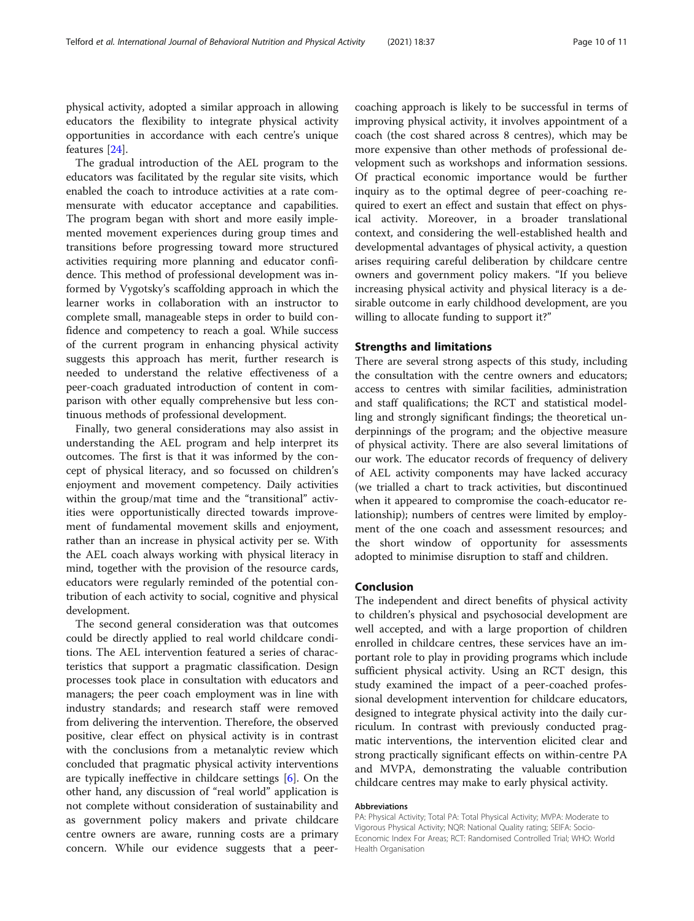physical activity, adopted a similar approach in allowing educators the flexibility to integrate physical activity opportunities in accordance with each centre's unique features [24].

The gradual introduction of the AEL program to the educators was facilitated by the regular site visits, which enabled the coach to introduce activities at a rate commensurate with educator acceptance and capabilities. The program began with short and more easily implemented movement experiences during group times and transitions before progressing toward more structured activities requiring more planning and educator confidence. This method of professional development was informed by Vygotsky's scaffolding approach in which the learner works in collaboration with an instructor to complete small, manageable steps in order to build confidence and competency to reach a goal. While success of the current program in enhancing physical activity suggests this approach has merit, further research is needed to understand the relative effectiveness of a peer-coach graduated introduction of content in comparison with other equally comprehensive but less continuous methods of professional development.

Finally, two general considerations may also assist in understanding the AEL program and help interpret its outcomes. The first is that it was informed by the concept of physical literacy, and so focussed on children's enjoyment and movement competency. Daily activities within the group/mat time and the "transitional" activities were opportunistically directed towards improvement of fundamental movement skills and enjoyment, rather than an increase in physical activity per se. With the AEL coach always working with physical literacy in mind, together with the provision of the resource cards, educators were regularly reminded of the potential contribution of each activity to social, cognitive and physical development.

The second general consideration was that outcomes could be directly applied to real world childcare conditions. The AEL intervention featured a series of characteristics that support a pragmatic classification. Design processes took place in consultation with educators and managers; the peer coach employment was in line with industry standards; and research staff were removed from delivering the intervention. Therefore, the observed positive, clear effect on physical activity is in contrast with the conclusions from a metanalytic review which concluded that pragmatic physical activity interventions are typically ineffective in childcare settings [6]. On the other hand, any discussion of "real world" application is not complete without consideration of sustainability and as government policy makers and private childcare centre owners are aware, running costs are a primary concern. While our evidence suggests that a peer-coaching approach is likely to be successful in terms of improving physical activity, it involves appointment of a coach (the cost shared across 8 centres), which may be more expensive than other methods of professional development such as workshops and information sessions. Of practical economic importance would be further inquiry as to the optimal degree of peer-coaching required to exert an effect and sustain that effect on physical activity. Moreover, in a broader translational context, and considering the well-established health and developmental advantages of physical activity, a question arises requiring careful deliberation by childcare centre owners and government policy makers. "If you believe increasing physical activity and physical literacy is a desirable outcome in early childhood development, are you willing to allocate funding to support it?"

## Strengths and limitations

There are several strong aspects of this study, including the consultation with the centre owners and educators; access to centres with similar facilities, administration and staff qualifications; the RCT and statistical modelling and strongly significant findings; the theoretical underpinnings of the program; and the objective measure of physical activity. There are also several limitations of our work. The educator records of frequency of delivery of AEL activity components may have lacked accuracy (we trialled a chart to track activities, but discontinued when it appeared to compromise the coach-educator relationship); numbers of centres were limited by employment of the one coach and assessment resources; and the short window of opportunity for assessments adopted to minimise disruption to staff and children.

## Conclusion

The independent and direct benefits of physical activity to children's physical and psychosocial development are well accepted, and with a large proportion of children enrolled in childcare centres, these services have an important role to play in providing programs which include sufficient physical activity. Using an RCT design, this study examined the impact of a peer-coached professional development intervention for childcare educators, designed to integrate physical activity into the daily curriculum. In contrast with previously conducted pragmatic interventions, the intervention elicited clear and strong practically significant effects on within-centre PA and MVPA, demonstrating the valuable contribution childcare centres may make to early physical activity.

#### Abbreviations

PA: Physical Activity; Total PA: Total Physical Activity; MVPA: Moderate to Vigorous Physical Activity; NQR: National Quality rating; SEIFA: Socio-Economic Index For Areas; RCT: Randomised Controlled Trial; WHO: World Health Organisation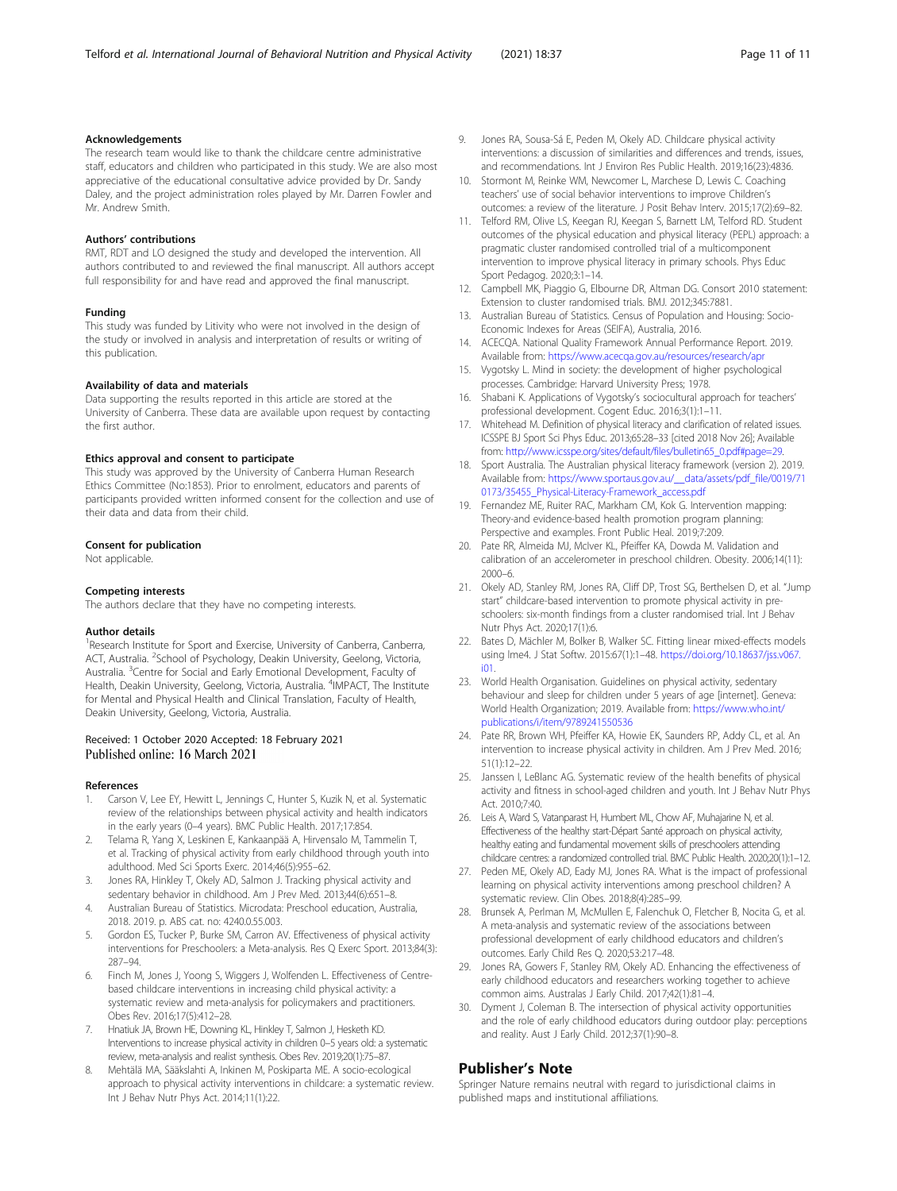### Acknowledgements

The research team would like to thank the childcare centre administrative staff, educators and children who participated in this study. We are also most appreciative of the educational consultative advice provided by Dr. Sandy Daley, and the project administration roles played by Mr. Darren Fowler and Mr. Andrew Smith.

### Authors' contributions

RMT, RDT and LO designed the study and developed the intervention. All authors contributed to and reviewed the final manuscript. All authors accept full responsibility for and have read and approved the final manuscript.

### Funding

This study was funded by Litivity who were not involved in the design of the study or involved in analysis and interpretation of results or writing of this publication.

### Availability of data and materials

Data supporting the results reported in this article are stored at the University of Canberra. These data are available upon request by contacting the first author.

### Ethics approval and consent to participate

This study was approved by the University of Canberra Human Research Ethics Committee (No:1853). Prior to enrolment, educators and parents of participants provided written informed consent for the collection and use of their data and data from their child.

### Consent for publication

Not applicable.

### Competing interests

The authors declare that they have no competing interests.

### Author details

[1]Research Institute for Sport and Exercise, University of Canberra, Canberra, ACT, Australia. [2]School of Psychology, Deakin University, Geelong, Victoria, Australia. [3]Centre for Social and Early Emotional Development, Faculty of Health, Deakin University, Geelong, Victoria, Australia. [4]IMPACT, The Institute for Mental and Physical Health and Clinical Translation, Faculty of Health, Deakin University, Geelong, Victoria, Australia.

Received: 1 October 2020 Accepted: 18 February 2021
Published online: 16 March 2021

### References

1. Carson V, Lee EY, Hewitt L, Jennings C, Hunter S, Kuzik N, et al. Systematic review of the relationships between physical activity and health indicators in the early years (0–4 years). BMC Public Health. 2017;17:854.
2. Telama R, Yang X, Leskinen E, Kankaanpää A, Hirvensalo M, Tammelin T, et al. Tracking of physical activity from early childhood through youth into adulthood. Med Sci Sports Exerc. 2014;46(5):955–62.
3. Jones RA, Hinkley T, Okely AD, Salmon J. Tracking physical activity and sedentary behavior in childhood. Am J Prev Med. 2013;44(6):651–8.
4. Australian Bureau of Statistics. Microdata: Preschool education, Australia, 2018. 2019. p. ABS cat. no: 4240.0.55.003.
5. Gordon ES, Tucker P, Burke SM, Carron AV. Effectiveness of physical activity interventions for Preschoolers: a Meta-analysis. Res Q Exerc Sport. 2013;84(3):287–94.
6. Finch M, Jones J, Yoong S, Wiggers J, Wolfenden L. Effectiveness of Centre-based childcare interventions in increasing child physical activity: a systematic review and meta-analysis for policymakers and practitioners. Obes Rev. 2016;17(5):412–28.
7. Hnatiuk JA, Brown HE, Downing KL, Hinkley T, Salmon J, Hesketh KD. Interventions to increase physical activity in children 0–5 years old: a systematic review, meta-analysis and realist synthesis. Obes Rev. 2019;20(1):75–87.
8. Mehtälä MA, Sääkslahti A, Inkinen M, Poskiparta ME. A socio-ecological approach to physical activity interventions in childcare: a systematic review. Int J Behav Nutr Phys Act. 2014;11(1):22.
9. Jones RA, Sousa-Sá E, Peden M, Okely AD. Childcare physical activity interventions: a discussion of similarities and differences and trends, issues, and recommendations. Int J Environ Res Public Health. 2019;16(23):4836.
10. Stormont M, Reinke WM, Newcomer L, Marchese D, Lewis C. Coaching teachers' use of social behavior interventions to improve Children's outcomes: a review of the literature. J Posit Behav Interv. 2015;17(2):69–82.
11. Telford RM, Olive LS, Keegan RJ, Keegan S, Barnett LM, Telford RD. Student outcomes of the physical education and physical literacy (PEPL) approach: a pragmatic cluster randomised controlled trial of a multicomponent intervention to improve physical literacy in primary schools. Phys Educ Sport Pedagog. 2020;3:1–14.
12. Campbell MK, Piaggio G, Elbourne DR, Altman DG. Consort 2010 statement: Extension to cluster randomised trials. BMJ. 2012;345:7881.
13. Australian Bureau of Statistics. Census of Population and Housing: Socio-Economic Indexes for Areas (SEIFA), Australia, 2016.
14. ACECQA. National Quality Framework Annual Performance Report. 2019. Available from: https://www.acecqa.gov.au/resources/research/apr
15. Vygotsky L. Mind in society: the development of higher psychological processes. Cambridge: Harvard University Press; 1978.
16. Shabani K. Applications of Vygotsky's sociocultural approach for teachers' professional development. Cogent Educ. 2016;3(1):1–11.
17. Whitehead M. Definition of physical literacy and clarification of related issues. ICSSPE BJ Sport Sci Phys Educ. 2013;65:28–33 [cited 2018 Nov 26]; Available from: http://www.icsspe.org/sites/default/files/bulletin65_0.pdf#page=29.
18. Sport Australia. The Australian physical literacy framework (version 2). 2019. Available from: https://www.sportaus.gov.au/__data/assets/pdf_file/0019/710173/35455_Physical-Literacy-Framework_access.pdf
19. Fernandez ME, Ruiter RAC, Markham CM, Kok G. Intervention mapping: Theory-and evidence-based health promotion program planning: Perspective and examples. Front Public Heal. 2019;7:209.
20. Pate RR, Almeida MJ, McIver KL, Pfeiffer KA, Dowda M. Validation and calibration of an accelerometer in preschool children. Obesity. 2006;14(11):2000–6.
21. Okely AD, Stanley RM, Jones RA, Cliff DP, Trost SG, Berthelsen D, et al. "Jump start" childcare-based intervention to promote physical activity in pre-schoolers: six-month findings from a cluster randomised trial. Int J Behav Nutr Phys Act. 2020;17(1):6.
22. Bates D, Mächler M, Bolker B, Walker SC. Fitting linear mixed-effects models using lme4. J Stat Softw. 2015:67(1):1–48. https://doi.org/10.18637/jss.v067.i01.
23. World Health Organisation. Guidelines on physical activity, sedentary behaviour and sleep for children under 5 years of age [internet]. Geneva: World Health Organization; 2019. Available from: https://www.who.int/publications/i/item/9789241550536
24. Pate RR, Brown WH, Pfeiffer KA, Howie EK, Saunders RP, Addy CL, et al. An intervention to increase physical activity in children. Am J Prev Med. 2016;51(1):12–22.
25. Janssen I, LeBlanc AG. Systematic review of the health benefits of physical activity and fitness in school-aged children and youth. Int J Behav Nutr Phys Act. 2010;7:40.
26. Leis A, Ward S, Vatanparast H, Humbert ML, Chow AF, Muhajarine N, et al. Effectiveness of the healthy start-Départ Santé approach on physical activity, healthy eating and fundamental movement skills of preschoolers attending childcare centres: a randomized controlled trial. BMC Public Health. 2020;20(1):1–12.
27. Peden ME, Okely AD, Eady MJ, Jones RA. What is the impact of professional learning on physical activity interventions among preschool children? A systematic review. Clin Obes. 2018;8(4):285–99.
28. Brunsek A, Perlman M, McMullen E, Falenchuk O, Fletcher B, Nocita G, et al. A meta-analysis and systematic review of the associations between professional development of early childhood educators and children's outcomes. Early Child Res Q. 2020;53:217–48.
29. Jones RA, Gowers F, Stanley RM, Okely AD. Enhancing the effectiveness of early childhood educators and researchers working together to achieve common aims. Australas J Early Child. 2017;42(1):81–4.
30. Dyment J, Coleman B. The intersection of physical activity opportunities and the role of early childhood educators during outdoor play: perceptions and reality. Aust J Early Child. 2012;37(1):90–8.

## Publisher's Note

Springer Nature remains neutral with regard to jurisdictional claims in published maps and institutional affiliations.